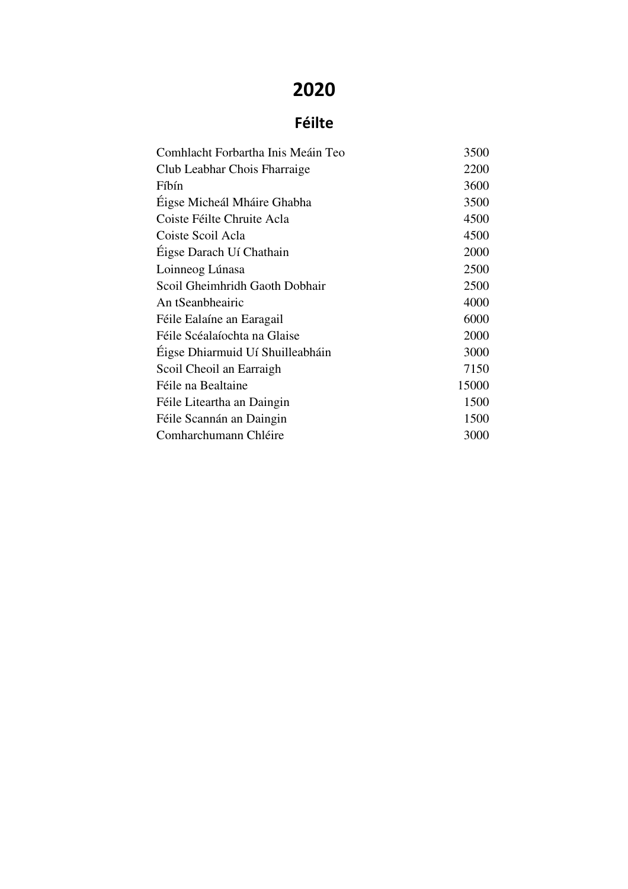# 2020

## Féilte

| | |
|---|---:|
| Comhlacht Forbartha Inis Meáin Teo | 3500 |
| Club Leabhar Chois Fharraige | 2200 |
| Fíbín | 3600 |
| Éigse Micheál Mháire Ghabha | 3500 |
| Coiste Féilte Chruite Acla | 4500 |
| Coiste Scoil Acla | 4500 |
| Éigse Darach Uí Chathain | 2000 |
| Loinneog Lúnasa | 2500 |
| Scoil Gheimhridh Gaoth Dobhair | 2500 |
| An tSeanbheairic | 4000 |
| Féile Ealaíne an Earagail | 6000 |
| Féile Scéalaíochta na Glaise | 2000 |
| Éigse Dhiarmuid Uí Shuilleabháin | 3000 |
| Scoil Cheoil an Earraigh | 7150 |
| Féile na Bealtaine | 15000 |
| Féile Liteartha an Daingin | 1500 |
| Féile Scannán an Daingin | 1500 |
| Comharchumann Chléire | 3000 |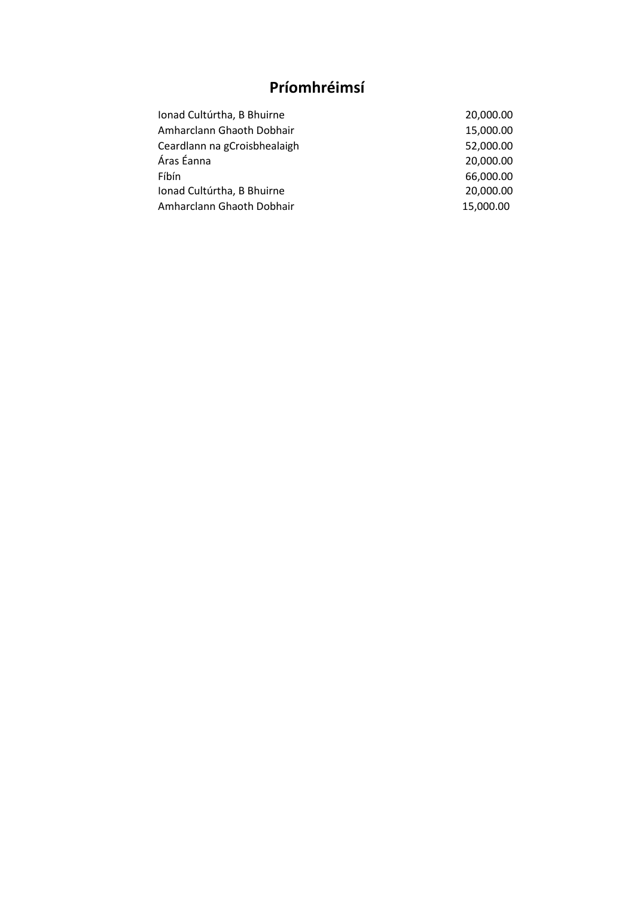# Príomhréimsí

| | |
|---|---|
| Ionad Cultúrtha, B Bhuirne | 20,000.00 |
| Amharclann Ghaoth Dobhair | 15,000.00 |
| Ceardlann na gCroisbhealaigh | 52,000.00 |
| Áras Éanna | 20,000.00 |
| Fíbín | 66,000.00 |
| Ionad Cultúrtha, B Bhuirne | 20,000.00 |
| Amharclann Ghaoth Dobhair | 15,000.00 |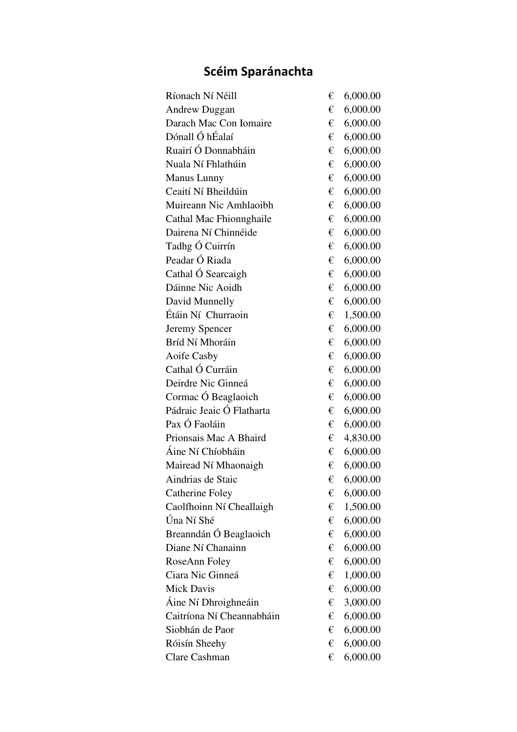## Scéim Sparánachta

| | | |
|---|---|---|
| Ríonach Ní Néill | € | 6,000.00 |
| Andrew Duggan | € | 6,000.00 |
| Darach Mac Con Iomaire | € | 6,000.00 |
| Dónall Ó hÉalaí | € | 6,000.00 |
| Ruairí Ó Donnabháin | € | 6,000.00 |
| Nuala Ní Fhlathúin | € | 6,000.00 |
| Manus Lunny | € | 6,000.00 |
| Ceaití Ní Bheildúin | € | 6,000.00 |
| Muireann Nic Amhlaoibh | € | 6,000.00 |
| Cathal Mac Fhionnghaile | € | 6,000.00 |
| Dairena Ní Chinnéide | € | 6,000.00 |
| Tadhg Ó Cuirrín | € | 6,000.00 |
| Peadar Ó Riada | € | 6,000.00 |
| Cathal Ó Searcaigh | € | 6,000.00 |
| Dáinne Nic Aoidh | € | 6,000.00 |
| David Munnelly | € | 6,000.00 |
| Étáin Ní Churraoin | € | 1,500.00 |
| Jeremy Spencer | € | 6,000.00 |
| Bríd Ní Mhoráin | € | 6,000.00 |
| Aoife Casby | € | 6,000.00 |
| Cathal Ó Curráin | € | 6,000.00 |
| Deirdre Nic Ginneá | € | 6,000.00 |
| Cormac Ó Beaglaoich | € | 6,000.00 |
| Pádraic Jeaic Ó Flatharta | € | 6,000.00 |
| Pax Ó Faoláin | € | 6,000.00 |
| Prionsais Mac A Bhaird | € | 4,830.00 |
| Áine Ní Chíobháin | € | 6,000.00 |
| Mairead Ní Mhaonaigh | € | 6,000.00 |
| Aindrias de Staic | € | 6,000.00 |
| Catherine Foley | € | 6,000.00 |
| Caolfhoinn Ní Cheallaigh | € | 1,500.00 |
| Úna Ní Shé | € | 6,000.00 |
| Breanndán Ó Beaglaoich | € | 6,000.00 |
| Diane Ní Chanainn | € | 6,000.00 |
| RoseAnn Foley | € | 6,000.00 |
| Ciara Nic Ginneá | € | 1,000.00 |
| Mick Davis | € | 6,000.00 |
| Áine Ní Dhroighneáin | € | 3,000.00 |
| Caitríona Ní Cheannabháin | € | 6,000.00 |
| Siobhán de Paor | € | 6,000.00 |
| Róisín Sheehy | € | 6,000.00 |
| Clare Cashman | € | 6,000.00 |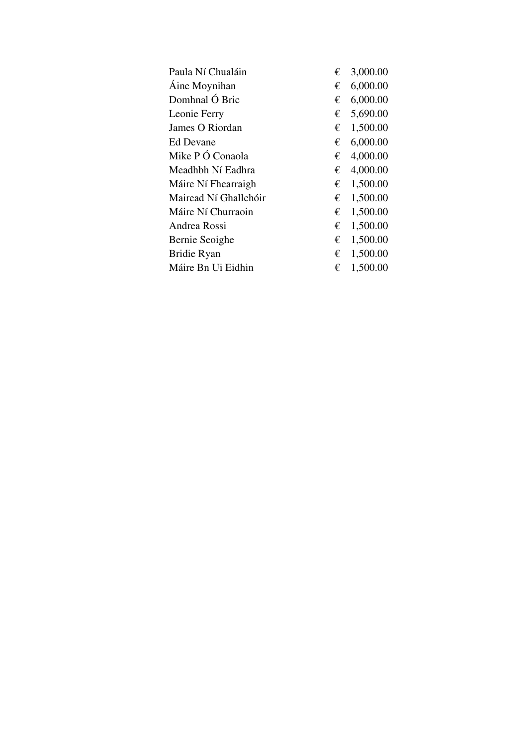| | | |
|---|---|---|
| Paula Ní Chualáin | € | 3,000.00 |
| Áine Moynihan | € | 6,000.00 |
| Domhnal Ó Bric | € | 6,000.00 |
| Leonie Ferry | € | 5,690.00 |
| James O Riordan | € | 1,500.00 |
| Ed Devane | € | 6,000.00 |
| Mike P Ó Conaola | € | 4,000.00 |
| Meadhbh Ní Eadhra | € | 4,000.00 |
| Máire Ní Fhearraigh | € | 1,500.00 |
| Mairead Ní Ghallchóir | € | 1,500.00 |
| Máire Ní Churraoin | € | 1,500.00 |
| Andrea Rossi | € | 1,500.00 |
| Bernie Seoighe | € | 1,500.00 |
| Bridie Ryan | € | 1,500.00 |
| Máire Bn Ui Eidhin | € | 1,500.00 |